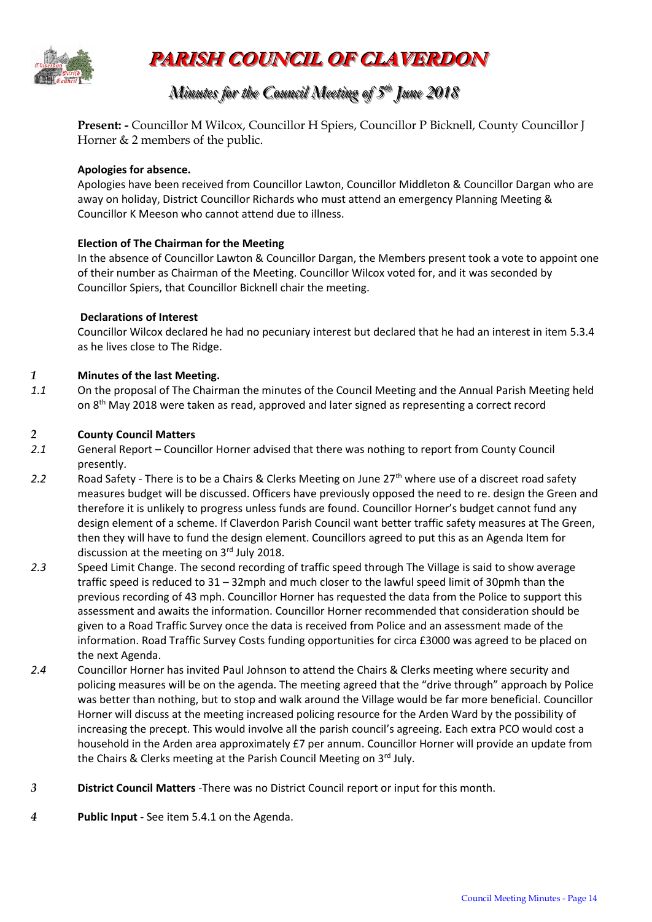# PARISH COUNCIL OF CLAVERDON

## *Minutes for the Council Meeting of 5th June 2018*

**Present: -** Councillor M Wilcox, Councillor H Spiers, Councillor P Bicknell, County Councillor J Horner & 2 members of the public.

**Apologies for absence.**

Apologies have been received from Councillor Lawton, Councillor Middleton & Councillor Dargan who are away on holiday, District Councillor Richards who must attend an emergency Planning Meeting & Councillor K Meeson who cannot attend due to illness.

**Election of The Chairman for the Meeting**

In the absence of Councillor Lawton & Councillor Dargan, the Members present took a vote to appoint one of their number as Chairman of the Meeting. Councillor Wilcox voted for, and it was seconded by Councillor Spiers, that Councillor Bicknell chair the meeting.

**Declarations of Interest**

Councillor Wilcox declared he had no pecuniary interest but declared that he had an interest in item 5.3.4 as he lives close to The Ridge.

***1*** **Minutes of the last Meeting.**

*1.1* On the proposal of The Chairman the minutes of the Council Meeting and the Annual Parish Meeting held on 8th May 2018 were taken as read, approved and later signed as representing a correct record

***2*** **County Council Matters**

*2.1* General Report – Councillor Horner advised that there was nothing to report from County Council presently.

*2.2* Road Safety - There is to be a Chairs & Clerks Meeting on June 27th where use of a discreet road safety measures budget will be discussed. Officers have previously opposed the need to re. design the Green and therefore it is unlikely to progress unless funds are found. Councillor Horner's budget cannot fund any design element of a scheme. If Claverdon Parish Council want better traffic safety measures at The Green, then they will have to fund the design element. Councillors agreed to put this as an Agenda Item for discussion at the meeting on 3rd July 2018.

*2.3* Speed Limit Change. The second recording of traffic speed through The Village is said to show average traffic speed is reduced to 31 – 32mph and much closer to the lawful speed limit of 30pmh than the previous recording of 43 mph. Councillor Horner has requested the data from the Police to support this assessment and awaits the information. Councillor Horner recommended that consideration should be given to a Road Traffic Survey once the data is received from Police and an assessment made of the information. Road Traffic Survey Costs funding opportunities for circa £3000 was agreed to be placed on the next Agenda.

*2.4* Councillor Horner has invited Paul Johnson to attend the Chairs & Clerks meeting where security and policing measures will be on the agenda. The meeting agreed that the "drive through" approach by Police was better than nothing, but to stop and walk around the Village would be far more beneficial. Councillor Horner will discuss at the meeting increased policing resource for the Arden Ward by the possibility of increasing the precept. This would involve all the parish council's agreeing. Each extra PCO would cost a household in the Arden area approximately £7 per annum. Councillor Horner will provide an update from the Chairs & Clerks meeting at the Parish Council Meeting on 3rd July.

***3*** **District Council Matters** -There was no District Council report or input for this month.

***4*** **Public Input -** See item 5.4.1 on the Agenda.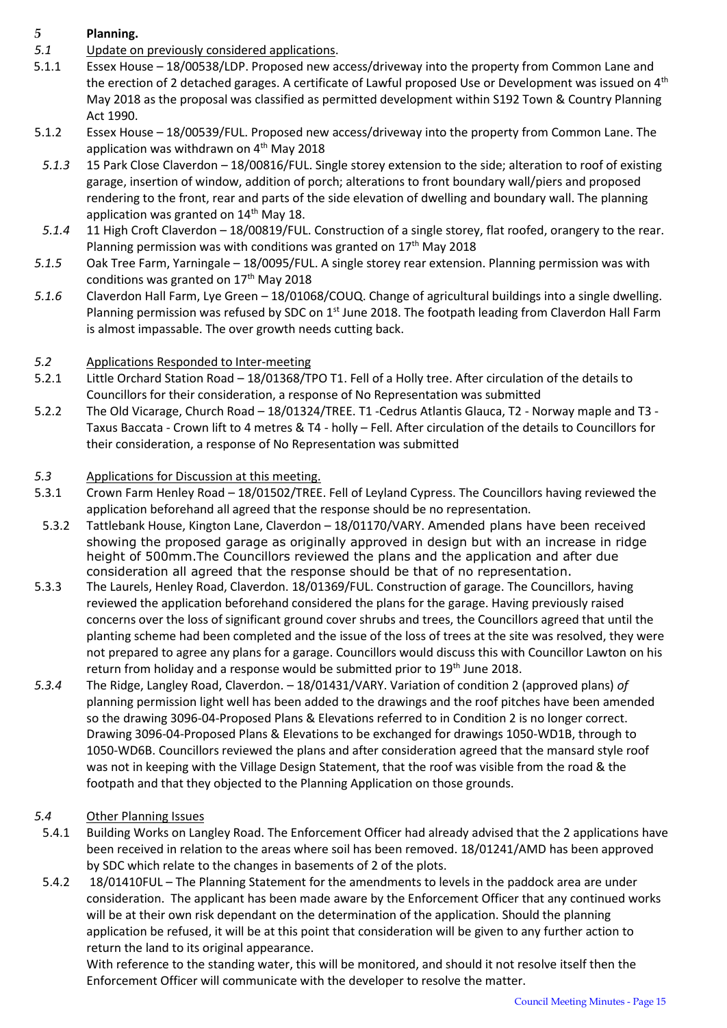## 5 Planning.

### 5.1 Update on previously considered applications.

5.1.1 Essex House – 18/00538/LDP. Proposed new access/driveway into the property from Common Lane and the erection of 2 detached garages. A certificate of Lawful proposed Use or Development was issued on 4th May 2018 as the proposal was classified as permitted development within S192 Town & Country Planning Act 1990.

5.1.2 Essex House – 18/00539/FUL. Proposed new access/driveway into the property from Common Lane. The application was withdrawn on 4th May 2018

*5.1.3* 15 Park Close Claverdon – 18/00816/FUL. Single storey extension to the side; alteration to roof of existing garage, insertion of window, addition of porch; alterations to front boundary wall/piers and proposed rendering to the front, rear and parts of the side elevation of dwelling and boundary wall. The planning application was granted on 14th May 18.

*5.1.4* 11 High Croft Claverdon – 18/00819/FUL. Construction of a single storey, flat roofed, orangery to the rear. Planning permission was with conditions was granted on 17th May 2018

*5.1.5* Oak Tree Farm, Yarningale – 18/0095/FUL. A single storey rear extension. Planning permission was with conditions was granted on 17th May 2018

*5.1.6* Claverdon Hall Farm, Lye Green – 18/01068/COUQ. Change of agricultural buildings into a single dwelling. Planning permission was refused by SDC on 1st June 2018. The footpath leading from Claverdon Hall Farm is almost impassable. The over growth needs cutting back.

### 5.2 Applications Responded to Inter-meeting

5.2.1 Little Orchard Station Road – 18/01368/TPO T1. Fell of a Holly tree. After circulation of the details to Councillors for their consideration, a response of No Representation was submitted

5.2.2 The Old Vicarage, Church Road – 18/01324/TREE. T1 -Cedrus Atlantis Glauca, T2 - Norway maple and T3 - Taxus Baccata - Crown lift to 4 metres & T4 - holly – Fell. After circulation of the details to Councillors for their consideration, a response of No Representation was submitted

### 5.3 Applications for Discussion at this meeting.

5.3.1 Crown Farm Henley Road – 18/01502/TREE. Fell of Leyland Cypress. The Councillors having reviewed the application beforehand all agreed that the response should be no representation.

5.3.2 Tattlebank House, Kington Lane, Claverdon – 18/01170/VARY. Amended plans have been received showing the proposed garage as originally approved in design but with an increase in ridge height of 500mm.The Councillors reviewed the plans and the application and after due consideration all agreed that the response should be that of no representation.

5.3.3 The Laurels, Henley Road, Claverdon. 18/01369/FUL. Construction of garage. The Councillors, having reviewed the application beforehand considered the plans for the garage. Having previously raised concerns over the loss of significant ground cover shrubs and trees, the Councillors agreed that until the planting scheme had been completed and the issue of the loss of trees at the site was resolved, they were not prepared to agree any plans for a garage. Councillors would discuss this with Councillor Lawton on his return from holiday and a response would be submitted prior to 19th June 2018.

*5.3.4* The Ridge, Langley Road, Claverdon. – 18/01431/VARY. Variation of condition 2 (approved plans) *of* planning permission light well has been added to the drawings and the roof pitches have been amended so the drawing 3096-04-Proposed Plans & Elevations referred to in Condition 2 is no longer correct. Drawing 3096-04-Proposed Plans & Elevations to be exchanged for drawings 1050-WD1B, through to 1050-WD6B. Councillors reviewed the plans and after consideration agreed that the mansard style roof was not in keeping with the Village Design Statement, that the roof was visible from the road & the footpath and that they objected to the Planning Application on those grounds.

### 5.4 Other Planning Issues

5.4.1 Building Works on Langley Road. The Enforcement Officer had already advised that the 2 applications have been received in relation to the areas where soil has been removed. 18/01241/AMD has been approved by SDC which relate to the changes in basements of 2 of the plots.

5.4.2 18/01410FUL – The Planning Statement for the amendments to levels in the paddock area are under consideration. The applicant has been made aware by the Enforcement Officer that any continued works will be at their own risk dependant on the determination of the application. Should the planning application be refused, it will be at this point that consideration will be given to any further action to return the land to its original appearance.

With reference to the standing water, this will be monitored, and should it not resolve itself then the Enforcement Officer will communicate with the developer to resolve the matter.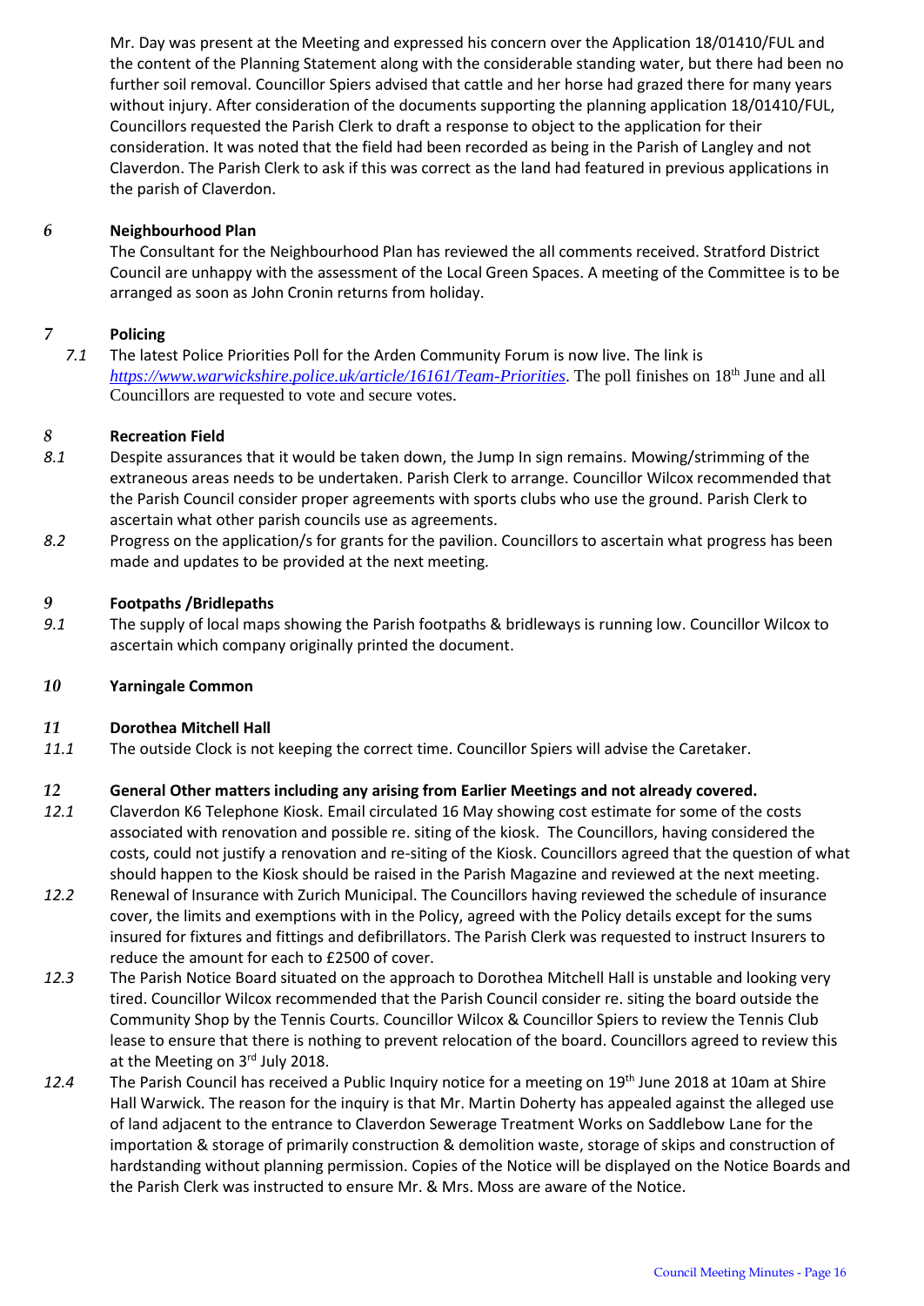Mr. Day was present at the Meeting and expressed his concern over the Application 18/01410/FUL and the content of the Planning Statement along with the considerable standing water, but there had been no further soil removal. Councillor Spiers advised that cattle and her horse had grazed there for many years without injury. After consideration of the documents supporting the planning application 18/01410/FUL, Councillors requested the Parish Clerk to draft a response to object to the application for their consideration. It was noted that the field had been recorded as being in the Parish of Langley and not Claverdon. The Parish Clerk to ask if this was correct as the land had featured in previous applications in the parish of Claverdon.

### 6 Neighbourhood Plan

The Consultant for the Neighbourhood Plan has reviewed the all comments received. Stratford District Council are unhappy with the assessment of the Local Green Spaces. A meeting of the Committee is to be arranged as soon as John Cronin returns from holiday.

### 7 Policing

7.1 The latest Police Priorities Poll for the Arden Community Forum is now live. The link is *https://www.warwickshire.police.uk/article/16161/Team-Priorities*. The poll finishes on 18th June and all Councillors are requested to vote and secure votes.

### 8 Recreation Field

8.1 Despite assurances that it would be taken down, the Jump In sign remains. Mowing/strimming of the extraneous areas needs to be undertaken. Parish Clerk to arrange. Councillor Wilcox recommended that the Parish Council consider proper agreements with sports clubs who use the ground. Parish Clerk to ascertain what other parish councils use as agreements.

8.2 Progress on the application/s for grants for the pavilion. Councillors to ascertain what progress has been made and updates to be provided at the next meeting.

### 9 Footpaths /Bridlepaths

9.1 The supply of local maps showing the Parish footpaths & bridleways is running low. Councillor Wilcox to ascertain which company originally printed the document.

### 10 Yarningale Common

### 11 Dorothea Mitchell Hall

11.1 The outside Clock is not keeping the correct time. Councillor Spiers will advise the Caretaker.

### 12 General Other matters including any arising from Earlier Meetings and not already covered.

12.1 Claverdon K6 Telephone Kiosk. Email circulated 16 May showing cost estimate for some of the costs associated with renovation and possible re. siting of the kiosk. The Councillors, having considered the costs, could not justify a renovation and re-siting of the Kiosk. Councillors agreed that the question of what should happen to the Kiosk should be raised in the Parish Magazine and reviewed at the next meeting.

12.2 Renewal of Insurance with Zurich Municipal. The Councillors having reviewed the schedule of insurance cover, the limits and exemptions with in the Policy, agreed with the Policy details except for the sums insured for fixtures and fittings and defibrillators. The Parish Clerk was requested to instruct Insurers to reduce the amount for each to £2500 of cover.

12.3 The Parish Notice Board situated on the approach to Dorothea Mitchell Hall is unstable and looking very tired. Councillor Wilcox recommended that the Parish Council consider re. siting the board outside the Community Shop by the Tennis Courts. Councillor Wilcox & Councillor Spiers to review the Tennis Club lease to ensure that there is nothing to prevent relocation of the board. Councillors agreed to review this at the Meeting on 3rd July 2018.

12.4 The Parish Council has received a Public Inquiry notice for a meeting on 19th June 2018 at 10am at Shire Hall Warwick. The reason for the inquiry is that Mr. Martin Doherty has appealed against the alleged use of land adjacent to the entrance to Claverdon Sewerage Treatment Works on Saddlebow Lane for the importation & storage of primarily construction & demolition waste, storage of skips and construction of hardstanding without planning permission. Copies of the Notice will be displayed on the Notice Boards and the Parish Clerk was instructed to ensure Mr. & Mrs. Moss are aware of the Notice.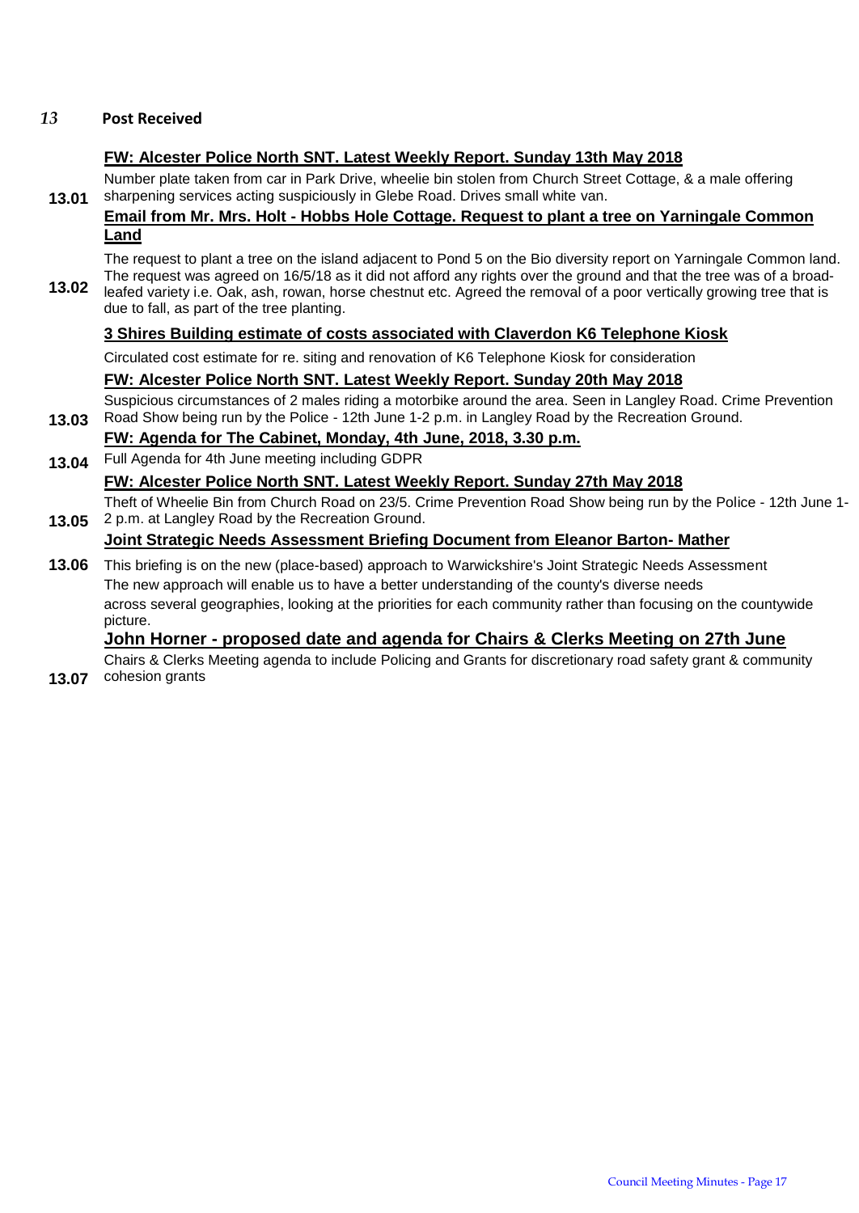## *13* Post Received

**13.01** **FW: Alcester Police North SNT. Latest Weekly Report. Sunday 13th May 2018**

Number plate taken from car in Park Drive, wheelie bin stolen from Church Street Cottage, & a male offering sharpening services acting suspiciously in Glebe Road. Drives small white van.

**13.02** **Email from Mr. Mrs. Holt - Hobbs Hole Cottage. Request to plant a tree on Yarningale Common Land**

The request to plant a tree on the island adjacent to Pond 5 on the Bio diversity report on Yarningale Common land. The request was agreed on 16/5/18 as it did not afford any rights over the ground and that the tree was of a broad-leafed variety i.e. Oak, ash, rowan, horse chestnut etc. Agreed the removal of a poor vertically growing tree that is due to fall, as part of the tree planting.

**3 Shires Building estimate of costs associated with Claverdon K6 Telephone Kiosk**

Circulated cost estimate for re. siting and renovation of K6 Telephone Kiosk for consideration

**13.03** **FW: Alcester Police North SNT. Latest Weekly Report. Sunday 20th May 2018**

Suspicious circumstances of 2 males riding a motorbike around the area. Seen in Langley Road. Crime Prevention Road Show being run by the Police - 12th June 1-2 p.m. in Langley Road by the Recreation Ground.

**13.04** **FW: Agenda for The Cabinet, Monday, 4th June, 2018, 3.30 p.m.**

Full Agenda for 4th June meeting including GDPR

**13.05** **FW: Alcester Police North SNT. Latest Weekly Report. Sunday 27th May 2018**

Theft of Wheelie Bin from Church Road on 23/5. Crime Prevention Road Show being run by the Police - 12th June 1-2 p.m. at Langley Road by the Recreation Ground.

**13.06** **Joint Strategic Needs Assessment Briefing Document from Eleanor Barton- Mather**

This briefing is on the new (place-based) approach to Warwickshire's Joint Strategic Needs Assessment
The new approach will enable us to have a better understanding of the county's diverse needs
across several geographies, looking at the priorities for each community rather than focusing on the countywide picture.

**13.07** **John Horner - proposed date and agenda for Chairs & Clerks Meeting on 27th June**

Chairs & Clerks Meeting agenda to include Policing and Grants for discretionary road safety grant & community cohesion grants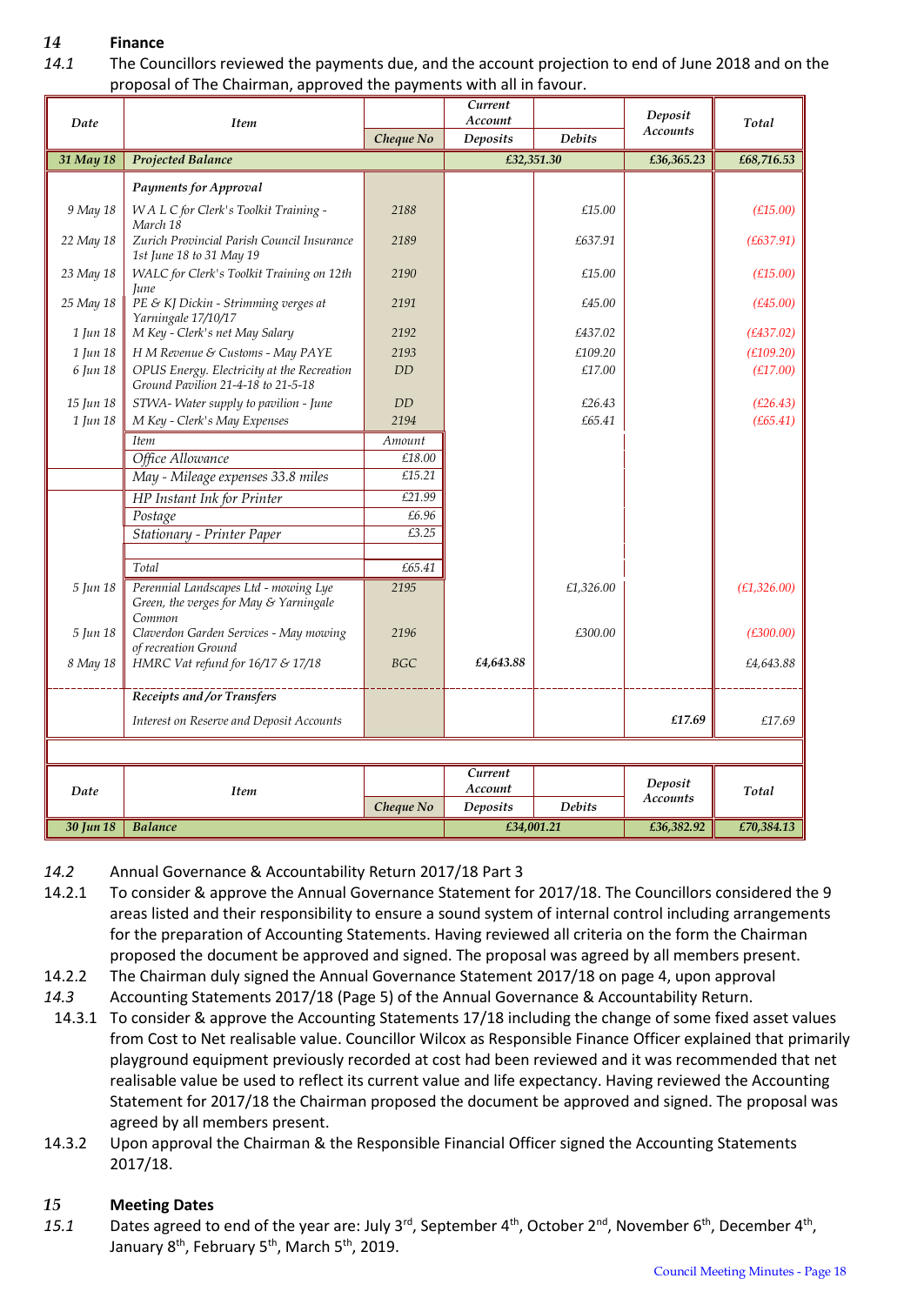## 14 Finance

*14.1* The Councillors reviewed the payments due, and the account projection to end of June 2018 and on the proposal of The Chairman, approved the payments with all in favour.

| Date | Item | Cheque No | Current Account Deposits | Current Account Debits | Deposit Accounts | Total |
|---|---|---|---|---|---|---|
| ***31 May 18*** | ***Projected Balance*** | | ***£32,351.30*** | | ***£36,365.23*** | ***£68,716.53*** |
| | ***Payments for Approval*** | | | | | |
| *9 May 18* | *W A L C for Clerk's Toolkit Training - March 18* | *2188* | | *£15.00* | | *(£15.00)* |
| *22 May 18* | *Zurich Provincial Parish Council Insurance 1st June 18 to 31 May 19* | *2189* | | *£637.91* | | *(£637.91)* |
| *23 May 18* | *WALC for Clerk's Toolkit Training on 12th June* | *2190* | | *£15.00* | | *(£15.00)* |
| *25 May 18* | *PE & KJ Dickin - Strimming verges at Yarningale 17/10/17* | *2191* | | *£45.00* | | *(£45.00)* |
| *1 Jun 18* | *M Key - Clerk's net May Salary* | *2192* | | *£437.02* | | *(£437.02)* |
| *1 Jun 18* | *H M Revenue & Customs - May PAYE* | *2193* | | *£109.20* | | *(£109.20)* |
| *6 Jun 18* | *OPUS Energy. Electricity at the Recreation Ground Pavilion 21-4-18 to 21-5-18* | *DD* | | *£17.00* | | *(£17.00)* |
| *15 Jun 18* | *STWA- Water supply to pavilion - June* | *DD* | | *£26.43* | | *(£26.43)* |
| *1 Jun 18* | *M Key - Clerk's May Expenses* | *2194* | | *£65.41* | | *(£65.41)* |
| | *Item* | *Amount* | | | | |
| | *Office Allowance* | *£18.00* | | | | |
| | *May - Mileage expenses 33.8 miles* | *£15.21* | | | | |
| | *HP Instant Ink for Printer* | *£21.99* | | | | |
| | *Postage* | *£6.96* | | | | |
| | *Stationary - Printer Paper* | *£3.25* | | | | |
| | *Total* | *£65.41* | | | | |
| *5 Jun 18* | *Perennial Landscapes Ltd - mowing Lye Green, the verges for May & Yarningale Common* | *2195* | | *£1,326.00* | | *(£1,326.00)* |
| *5 Jun 18* | *Claverdon Garden Services - May mowing of recreation Ground* | *2196* | | *£300.00* | | *(£300.00)* |
| *8 May 18* | *HMRC Vat refund for 16/17 & 17/18* | *BGC* | ***£4,643.88*** | | | *£4,643.88* |
| | ***Receipts and/or Transfers*** | | | | | |
| | *Interest on Reserve and Deposit Accounts* | | | | ***£17.69*** | *£17.69* |
| ***30 Jun 18*** | ***Balance*** | | ***£34,001.21*** | | ***£36,382.92*** | ***£70,384.13*** |

*14.2* Annual Governance & Accountability Return 2017/18 Part 3

14.2.1 To consider & approve the Annual Governance Statement for 2017/18. The Councillors considered the 9 areas listed and their responsibility to ensure a sound system of internal control including arrangements for the preparation of Accounting Statements. Having reviewed all criteria on the form the Chairman proposed the document be approved and signed. The proposal was agreed by all members present.

14.2.2 The Chairman duly signed the Annual Governance Statement 2017/18 on page 4, upon approval

*14.3* Accounting Statements 2017/18 (Page 5) of the Annual Governance & Accountability Return.

14.3.1 To consider & approve the Accounting Statements 17/18 including the change of some fixed asset values from Cost to Net realisable value. Councillor Wilcox as Responsible Finance Officer explained that primarily playground equipment previously recorded at cost had been reviewed and it was recommended that net realisable value be used to reflect its current value and life expectancy. Having reviewed the Accounting Statement for 2017/18 the Chairman proposed the document be approved and signed. The proposal was agreed by all members present.

14.3.2 Upon approval the Chairman & the Responsible Financial Officer signed the Accounting Statements 2017/18.

## 15 Meeting Dates

*15.1* Dates agreed to end of the year are: July 3rd, September 4th, October 2nd, November 6th, December 4th, January 8th, February 5th, March 5th, 2019.